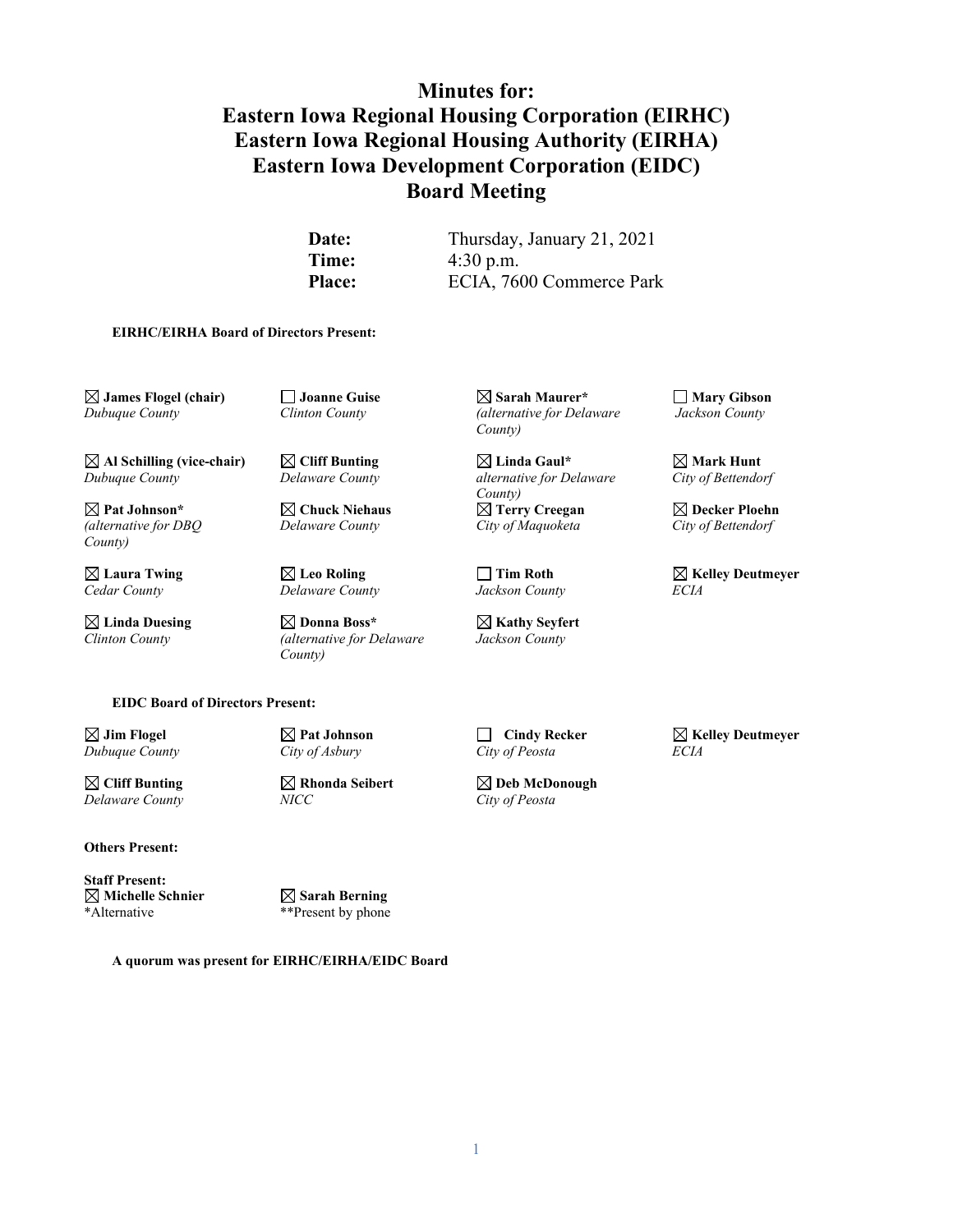# Minutes for:
# Eastern Iowa Regional Housing Corporation (EIRHC)
# Eastern Iowa Regional Housing Authority (EIRHA)
# Eastern Iowa Development Corporation (EIDC)
# Board Meeting

| | |
|---|---|
| **Date:** | Thursday, January 21, 2021 |
| **Time:** | 4:30 p.m. |
| **Place:** | ECIA, 7600 Commerce Park |

**EIRHC/EIRHA Board of Directors Present:**

| | | | |
|---|---|---|---|
| ☒ **James Flogel (chair)** *Dubuque County* | ☐ **Joanne Guise** *Clinton County* | ☒ **Sarah Maurer*** *(alternative for Delaware County)* | ☐ **Mary Gibson** *Jackson County* |
| ☒ **Al Schilling (vice-chair)** *Dubuque County* | ☒ **Cliff Bunting** *Delaware County* | ☒ **Linda Gaul*** *alternative for Delaware County)* | ☒ **Mark Hunt** *City of Bettendorf* |
| ☒ **Pat Johnson*** *(alternative for DBQ County)* | ☒ **Chuck Niehaus** *Delaware County* | ☒ **Terry Creegan** *City of Maquoketa* | ☒ **Decker Ploehn** *City of Bettendorf* |
| ☒ **Laura Twing** *Cedar County* | ☒ **Leo Roling** *Delaware County* | ☐ **Tim Roth** *Jackson County* | ☒ **Kelley Deutmeyer** *ECIA* |
| ☒ **Linda Duesing** *Clinton County* | ☒ **Donna Boss*** *(alternative for Delaware County)* | ☒ **Kathy Seyfert** *Jackson County* | |

**EIDC Board of Directors Present:**

| | | | |
|---|---|---|---|
| ☒ **Jim Flogel** *Dubuque County* | ☒ **Pat Johnson** *City of Asbury* | ☐ **Cindy Recker** *City of Peosta* | ☒ **Kelley Deutmeyer** *ECIA* |
| ☒ **Cliff Bunting** *Delaware County* | ☒ **Rhonda Seibert** *NICC* | ☒ **Deb McDonough** *City of Peosta* | |

**Others Present:**

**Staff Present:**

☒ **Michelle Schnier** ☒ **Sarah Berning**

*Alternative **Present by phone

**A quorum was present for EIRHC/EIRHA/EIDC Board**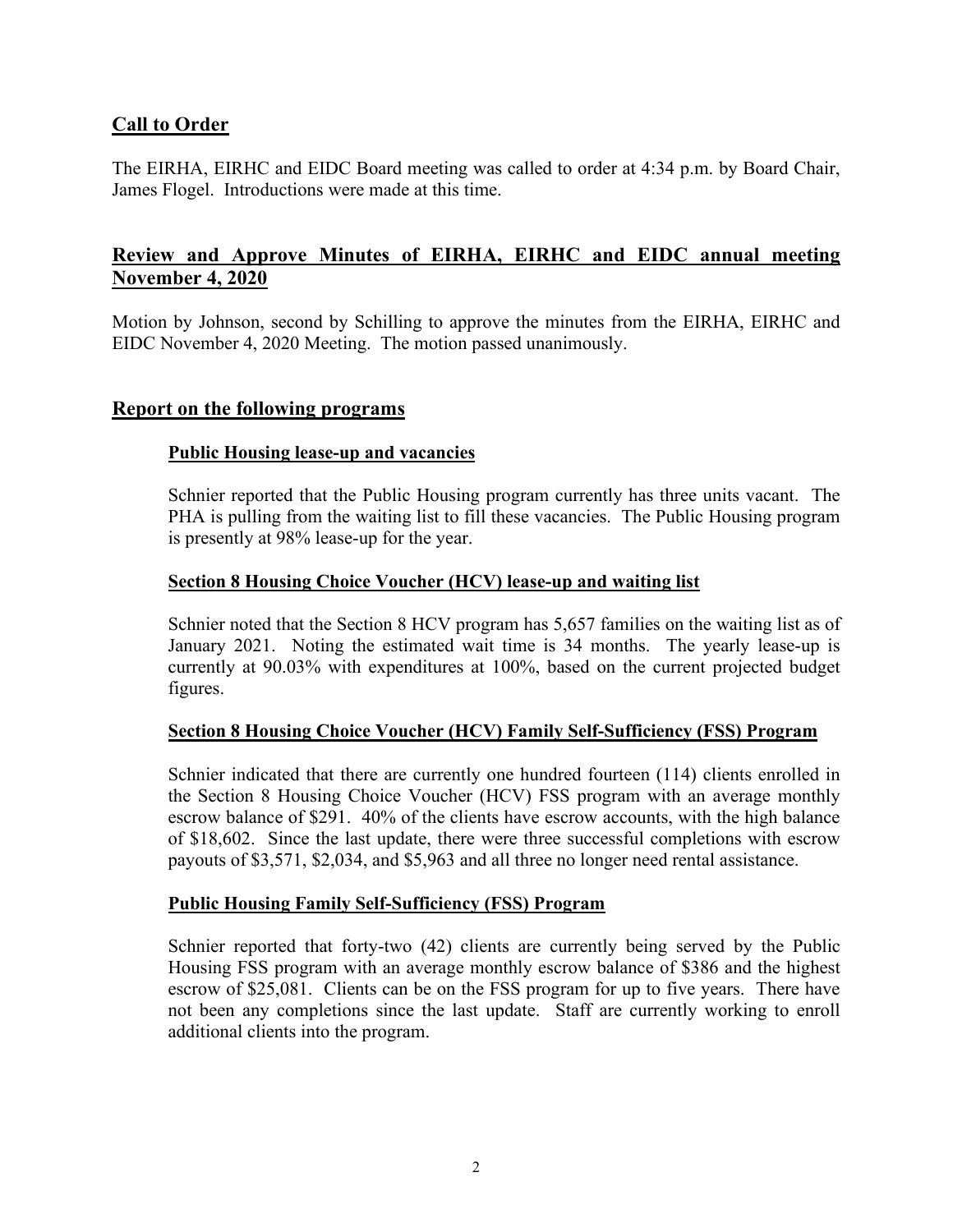## Call to Order

The EIRHA, EIRHC and EIDC Board meeting was called to order at 4:34 p.m. by Board Chair, James Flogel. Introductions were made at this time.

## Review and Approve Minutes of EIRHA, EIRHC and EIDC annual meeting November 4, 2020

Motion by Johnson, second by Schilling to approve the minutes from the EIRHA, EIRHC and EIDC November 4, 2020 Meeting. The motion passed unanimously.

## Report on the following programs

### Public Housing lease-up and vacancies

Schnier reported that the Public Housing program currently has three units vacant. The PHA is pulling from the waiting list to fill these vacancies. The Public Housing program is presently at 98% lease-up for the year.

### Section 8 Housing Choice Voucher (HCV) lease-up and waiting list

Schnier noted that the Section 8 HCV program has 5,657 families on the waiting list as of January 2021. Noting the estimated wait time is 34 months. The yearly lease-up is currently at 90.03% with expenditures at 100%, based on the current projected budget figures.

### Section 8 Housing Choice Voucher (HCV) Family Self-Sufficiency (FSS) Program

Schnier indicated that there are currently one hundred fourteen (114) clients enrolled in the Section 8 Housing Choice Voucher (HCV) FSS program with an average monthly escrow balance of $291. 40% of the clients have escrow accounts, with the high balance of $18,602. Since the last update, there were three successful completions with escrow payouts of $3,571, $2,034, and $5,963 and all three no longer need rental assistance.

### Public Housing Family Self-Sufficiency (FSS) Program

Schnier reported that forty-two (42) clients are currently being served by the Public Housing FSS program with an average monthly escrow balance of $386 and the highest escrow of $25,081. Clients can be on the FSS program for up to five years. There have not been any completions since the last update. Staff are currently working to enroll additional clients into the program.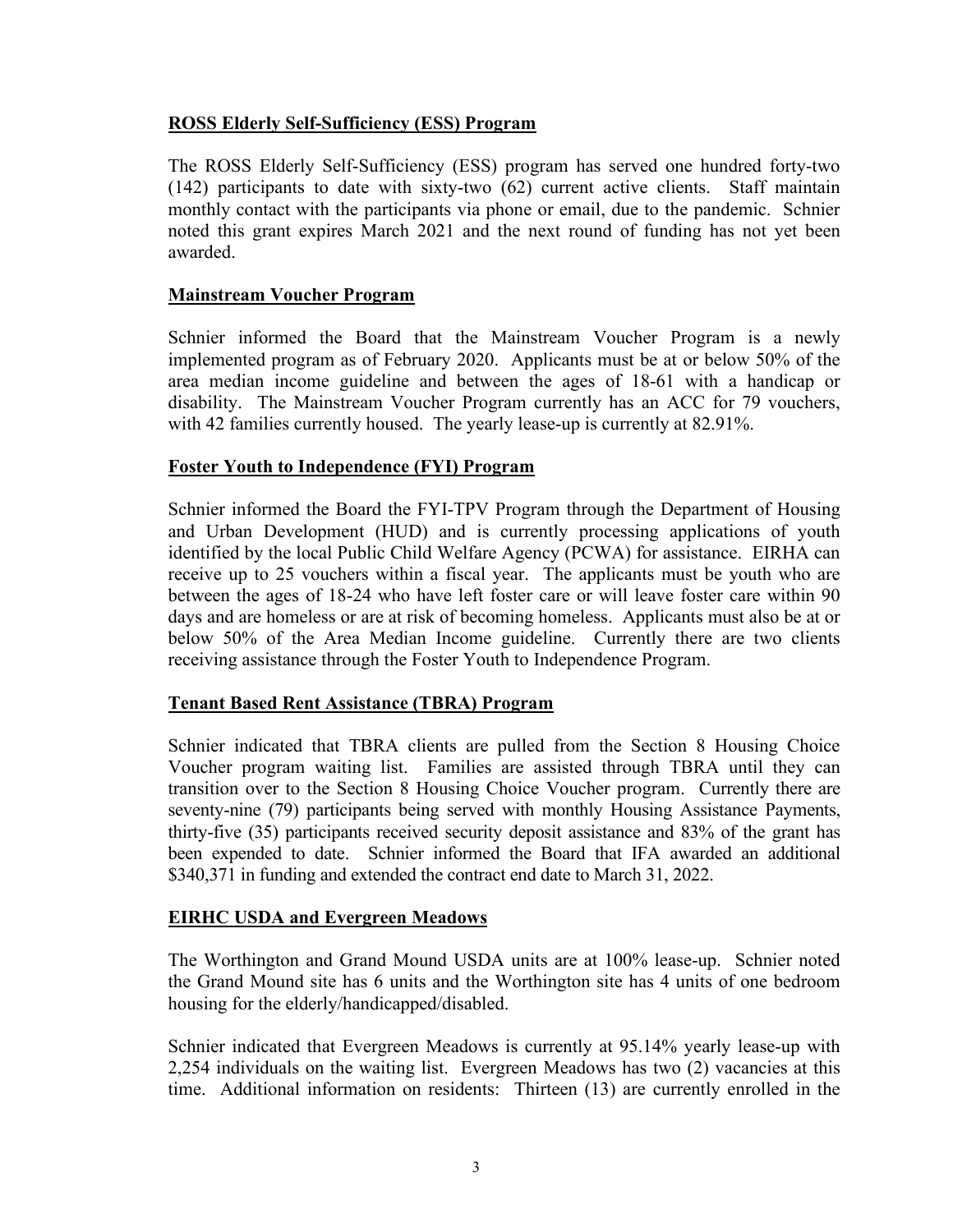**ROSS Elderly Self-Sufficiency (ESS) Program**

The ROSS Elderly Self-Sufficiency (ESS) program has served one hundred forty-two (142) participants to date with sixty-two (62) current active clients. Staff maintain monthly contact with the participants via phone or email, due to the pandemic. Schnier noted this grant expires March 2021 and the next round of funding has not yet been awarded.

**Mainstream Voucher Program**

Schnier informed the Board that the Mainstream Voucher Program is a newly implemented program as of February 2020. Applicants must be at or below 50% of the area median income guideline and between the ages of 18-61 with a handicap or disability. The Mainstream Voucher Program currently has an ACC for 79 vouchers, with 42 families currently housed. The yearly lease-up is currently at 82.91%.

**Foster Youth to Independence (FYI) Program**

Schnier informed the Board the FYI-TPV Program through the Department of Housing and Urban Development (HUD) and is currently processing applications of youth identified by the local Public Child Welfare Agency (PCWA) for assistance. EIRHA can receive up to 25 vouchers within a fiscal year. The applicants must be youth who are between the ages of 18-24 who have left foster care or will leave foster care within 90 days and are homeless or are at risk of becoming homeless. Applicants must also be at or below 50% of the Area Median Income guideline. Currently there are two clients receiving assistance through the Foster Youth to Independence Program.

**Tenant Based Rent Assistance (TBRA) Program**

Schnier indicated that TBRA clients are pulled from the Section 8 Housing Choice Voucher program waiting list. Families are assisted through TBRA until they can transition over to the Section 8 Housing Choice Voucher program. Currently there are seventy-nine (79) participants being served with monthly Housing Assistance Payments, thirty-five (35) participants received security deposit assistance and 83% of the grant has been expended to date. Schnier informed the Board that IFA awarded an additional $340,371 in funding and extended the contract end date to March 31, 2022.

**EIRHC USDA and Evergreen Meadows**

The Worthington and Grand Mound USDA units are at 100% lease-up. Schnier noted the Grand Mound site has 6 units and the Worthington site has 4 units of one bedroom housing for the elderly/handicapped/disabled.

Schnier indicated that Evergreen Meadows is currently at 95.14% yearly lease-up with 2,254 individuals on the waiting list. Evergreen Meadows has two (2) vacancies at this time. Additional information on residents: Thirteen (13) are currently enrolled in the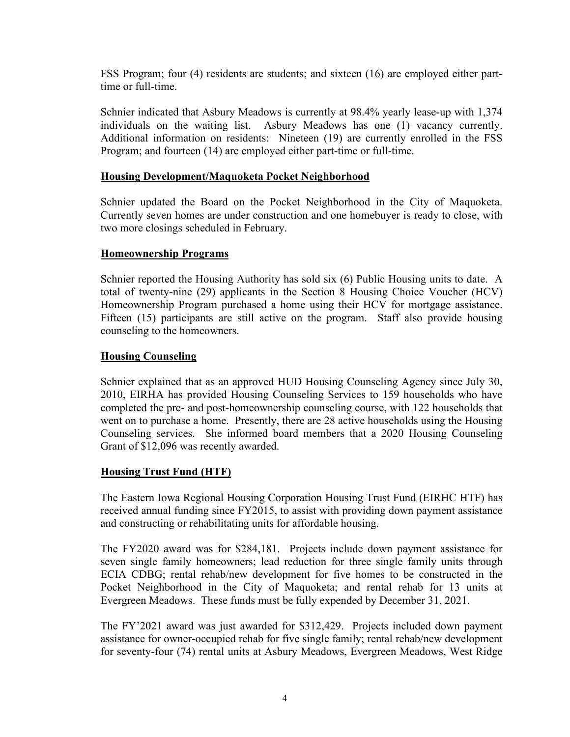FSS Program; four (4) residents are students; and sixteen (16) are employed either part-time or full-time.

Schnier indicated that Asbury Meadows is currently at 98.4% yearly lease-up with 1,374 individuals on the waiting list. Asbury Meadows has one (1) vacancy currently. Additional information on residents: Nineteen (19) are currently enrolled in the FSS Program; and fourteen (14) are employed either part-time or full-time.

**Housing Development/Maquoketa Pocket Neighborhood**

Schnier updated the Board on the Pocket Neighborhood in the City of Maquoketa. Currently seven homes are under construction and one homebuyer is ready to close, with two more closings scheduled in February.

**Homeownership Programs**

Schnier reported the Housing Authority has sold six (6) Public Housing units to date. A total of twenty-nine (29) applicants in the Section 8 Housing Choice Voucher (HCV) Homeownership Program purchased a home using their HCV for mortgage assistance. Fifteen (15) participants are still active on the program. Staff also provide housing counseling to the homeowners.

**Housing Counseling**

Schnier explained that as an approved HUD Housing Counseling Agency since July 30, 2010, EIRHA has provided Housing Counseling Services to 159 households who have completed the pre- and post-homeownership counseling course, with 122 households that went on to purchase a home. Presently, there are 28 active households using the Housing Counseling services. She informed board members that a 2020 Housing Counseling Grant of $12,096 was recently awarded.

**Housing Trust Fund (HTF)**

The Eastern Iowa Regional Housing Corporation Housing Trust Fund (EIRHC HTF) has received annual funding since FY2015, to assist with providing down payment assistance and constructing or rehabilitating units for affordable housing.

The FY2020 award was for $284,181. Projects include down payment assistance for seven single family homeowners; lead reduction for three single family units through ECIA CDBG; rental rehab/new development for five homes to be constructed in the Pocket Neighborhood in the City of Maquoketa; and rental rehab for 13 units at Evergreen Meadows. These funds must be fully expended by December 31, 2021.

The FY'2021 award was just awarded for $312,429. Projects included down payment assistance for owner-occupied rehab for five single family; rental rehab/new development for seventy-four (74) rental units at Asbury Meadows, Evergreen Meadows, West Ridge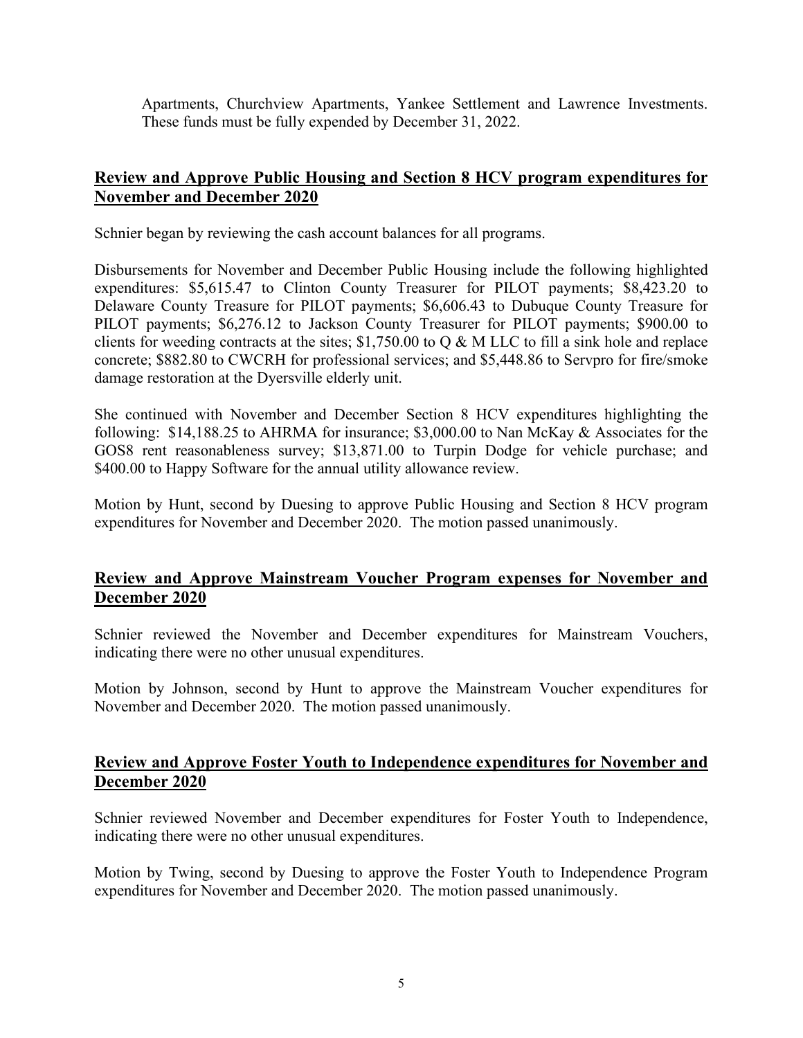Apartments, Churchview Apartments, Yankee Settlement and Lawrence Investments. These funds must be fully expended by December 31, 2022.

## Review and Approve Public Housing and Section 8 HCV program expenditures for November and December 2020

Schnier began by reviewing the cash account balances for all programs.

Disbursements for November and December Public Housing include the following highlighted expenditures: $5,615.47 to Clinton County Treasurer for PILOT payments; $8,423.20 to Delaware County Treasure for PILOT payments; $6,606.43 to Dubuque County Treasure for PILOT payments; $6,276.12 to Jackson County Treasurer for PILOT payments; $900.00 to clients for weeding contracts at the sites; $1,750.00 to Q & M LLC to fill a sink hole and replace concrete; $882.80 to CWCRH for professional services; and $5,448.86 to Servpro for fire/smoke damage restoration at the Dyersville elderly unit.

She continued with November and December Section 8 HCV expenditures highlighting the following: $14,188.25 to AHRMA for insurance; $3,000.00 to Nan McKay & Associates for the GOS8 rent reasonableness survey; $13,871.00 to Turpin Dodge for vehicle purchase; and $400.00 to Happy Software for the annual utility allowance review.

Motion by Hunt, second by Duesing to approve Public Housing and Section 8 HCV program expenditures for November and December 2020. The motion passed unanimously.

## Review and Approve Mainstream Voucher Program expenses for November and December 2020

Schnier reviewed the November and December expenditures for Mainstream Vouchers, indicating there were no other unusual expenditures.

Motion by Johnson, second by Hunt to approve the Mainstream Voucher expenditures for November and December 2020. The motion passed unanimously.

## Review and Approve Foster Youth to Independence expenditures for November and December 2020

Schnier reviewed November and December expenditures for Foster Youth to Independence, indicating there were no other unusual expenditures.

Motion by Twing, second by Duesing to approve the Foster Youth to Independence Program expenditures for November and December 2020. The motion passed unanimously.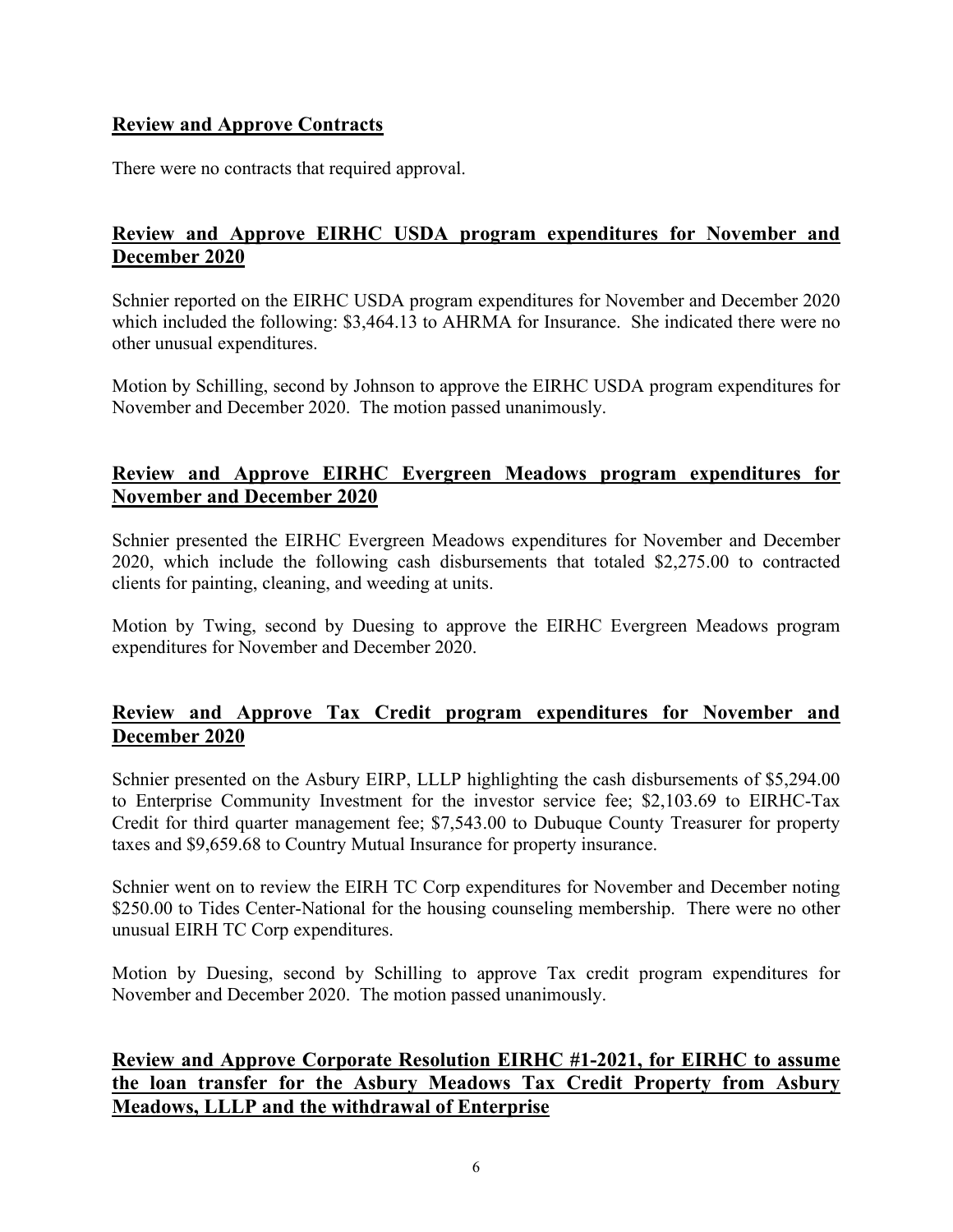**Review and Approve Contracts**

There were no contracts that required approval.

**Review and Approve EIRHC USDA program expenditures for November and December 2020**

Schnier reported on the EIRHC USDA program expenditures for November and December 2020 which included the following: $3,464.13 to AHRMA for Insurance. She indicated there were no other unusual expenditures.

Motion by Schilling, second by Johnson to approve the EIRHC USDA program expenditures for November and December 2020. The motion passed unanimously.

**Review and Approve EIRHC Evergreen Meadows program expenditures for November and December 2020**

Schnier presented the EIRHC Evergreen Meadows expenditures for November and December 2020, which include the following cash disbursements that totaled $2,275.00 to contracted clients for painting, cleaning, and weeding at units.

Motion by Twing, second by Duesing to approve the EIRHC Evergreen Meadows program expenditures for November and December 2020.

**Review and Approve Tax Credit program expenditures for November and December 2020**

Schnier presented on the Asbury EIRP, LLLP highlighting the cash disbursements of $5,294.00 to Enterprise Community Investment for the investor service fee; $2,103.69 to EIRHC-Tax Credit for third quarter management fee; $7,543.00 to Dubuque County Treasurer for property taxes and $9,659.68 to Country Mutual Insurance for property insurance.

Schnier went on to review the EIRH TC Corp expenditures for November and December noting $250.00 to Tides Center-National for the housing counseling membership. There were no other unusual EIRH TC Corp expenditures.

Motion by Duesing, second by Schilling to approve Tax credit program expenditures for November and December 2020. The motion passed unanimously.

**Review and Approve Corporate Resolution EIRHC #1-2021, for EIRHC to assume the loan transfer for the Asbury Meadows Tax Credit Property from Asbury Meadows, LLLP and the withdrawal of Enterprise**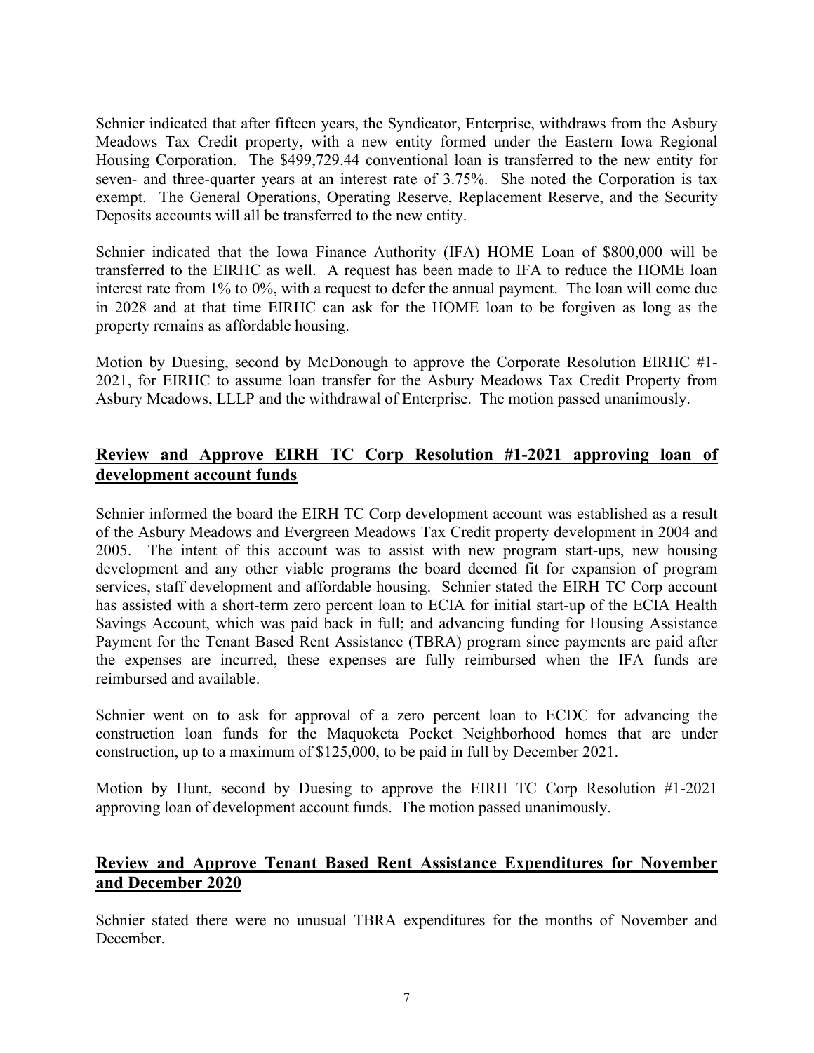Schnier indicated that after fifteen years, the Syndicator, Enterprise, withdraws from the Asbury Meadows Tax Credit property, with a new entity formed under the Eastern Iowa Regional Housing Corporation. The $499,729.44 conventional loan is transferred to the new entity for seven- and three-quarter years at an interest rate of 3.75%. She noted the Corporation is tax exempt. The General Operations, Operating Reserve, Replacement Reserve, and the Security Deposits accounts will all be transferred to the new entity.

Schnier indicated that the Iowa Finance Authority (IFA) HOME Loan of $800,000 will be transferred to the EIRHC as well. A request has been made to IFA to reduce the HOME loan interest rate from 1% to 0%, with a request to defer the annual payment. The loan will come due in 2028 and at that time EIRHC can ask for the HOME loan to be forgiven as long as the property remains as affordable housing.

Motion by Duesing, second by McDonough to approve the Corporate Resolution EIRHC #1-2021, for EIRHC to assume loan transfer for the Asbury Meadows Tax Credit Property from Asbury Meadows, LLLP and the withdrawal of Enterprise. The motion passed unanimously.

## Review and Approve EIRH TC Corp Resolution #1-2021 approving loan of development account funds

Schnier informed the board the EIRH TC Corp development account was established as a result of the Asbury Meadows and Evergreen Meadows Tax Credit property development in 2004 and 2005. The intent of this account was to assist with new program start-ups, new housing development and any other viable programs the board deemed fit for expansion of program services, staff development and affordable housing. Schnier stated the EIRH TC Corp account has assisted with a short-term zero percent loan to ECIA for initial start-up of the ECIA Health Savings Account, which was paid back in full; and advancing funding for Housing Assistance Payment for the Tenant Based Rent Assistance (TBRA) program since payments are paid after the expenses are incurred, these expenses are fully reimbursed when the IFA funds are reimbursed and available.

Schnier went on to ask for approval of a zero percent loan to ECDC for advancing the construction loan funds for the Maquoketa Pocket Neighborhood homes that are under construction, up to a maximum of $125,000, to be paid in full by December 2021.

Motion by Hunt, second by Duesing to approve the EIRH TC Corp Resolution #1-2021 approving loan of development account funds. The motion passed unanimously.

## Review and Approve Tenant Based Rent Assistance Expenditures for November and December 2020

Schnier stated there were no unusual TBRA expenditures for the months of November and December.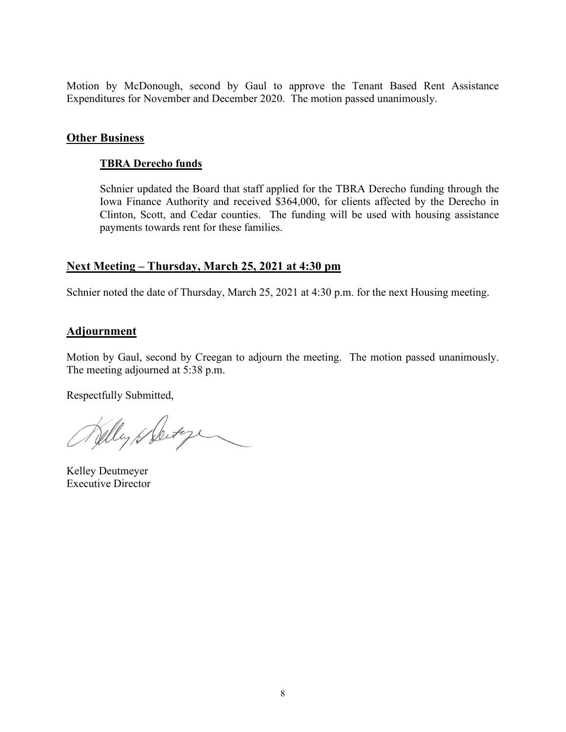Motion by McDonough, second by Gaul to approve the Tenant Based Rent Assistance Expenditures for November and December 2020. The motion passed unanimously.

## Other Business

### TBRA Derecho funds

Schnier updated the Board that staff applied for the TBRA Derecho funding through the Iowa Finance Authority and received $364,000, for clients affected by the Derecho in Clinton, Scott, and Cedar counties. The funding will be used with housing assistance payments towards rent for these families.

## Next Meeting – Thursday, March 25, 2021 at 4:30 pm

Schnier noted the date of Thursday, March 25, 2021 at 4:30 p.m. for the next Housing meeting.

## Adjournment

Motion by Gaul, second by Creegan to adjourn the meeting. The motion passed unanimously. The meeting adjourned at 5:38 p.m.

Respectfully Submitted,

Kelley Deutmeyer
Executive Director